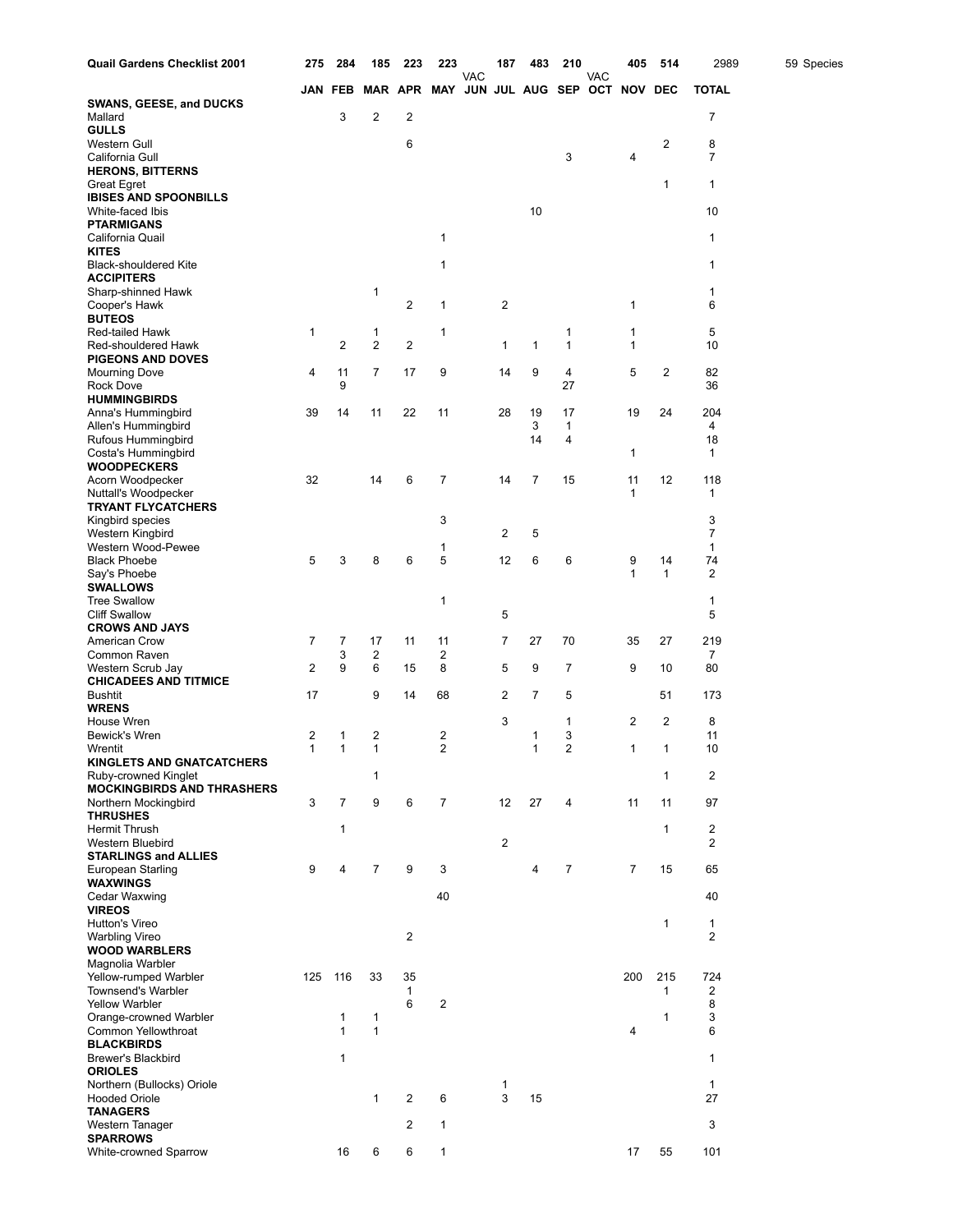| Quail Gardens Checklist 2001 | 275 | 284 | 185 | 223 | 223 | VAC | 187 | 483 | 210 | VAC | 405 | 514 | 2989 | 59 Species |
|---|---|---|---|---|---|---|---|---|---|---|---|---|---|---|
| | JAN | FEB | MAR | APR | MAY | JUN | JUL | AUG | SEP | OCT | NOV | DEC | TOTAL | |
| **SWANS, GEESE, and DUCKS** | | | | | | | | | | | | | | |
| Mallard | | 3 | 2 | 2 | | | | | | | | | 7 | |
| **GULLS** | | | | | | | | | | | | | | |
| Western Gull | | | | 6 | | | | | | | | 2 | 8 | |
| California Gull | | | | | | | | | 3 | | 4 | | 7 | |
| **HERONS, BITTERNS** | | | | | | | | | | | | | | |
| Great Egret | | | | | | | | | | | | 1 | 1 | |
| **IBISES AND SPOONBILLS** | | | | | | | | | | | | | | |
| White-faced Ibis | | | | | | | | 10 | | | | | 10 | |
| **PTARMIGANS** | | | | | | | | | | | | | | |
| California Quail | | | | | 1 | | | | | | | | 1 | |
| **KITES** | | | | | | | | | | | | | | |
| Black-shouldered Kite | | | | | 1 | | | | | | | | 1 | |
| **ACCIPITERS** | | | | | | | | | | | | | | |
| Sharp-shinned Hawk | | | 1 | | | | | | | | | | 1 | |
| Cooper's Hawk | | | | 2 | 1 | | 2 | | | | 1 | | 6 | |
| **BUTEOS** | | | | | | | | | | | | | | |
| Red-tailed Hawk | 1 | | 1 | | 1 | | | | 1 | | 1 | | 5 | |
| Red-shouldered Hawk | | 2 | 2 | 2 | | | 1 | 1 | 1 | | 1 | | 10 | |
| **PIGEONS AND DOVES** | | | | | | | | | | | | | | |
| Mourning Dove | 4 | 11 | 7 | 17 | 9 | | 14 | 9 | 4 | | 5 | 2 | 82 | |
| Rock Dove | | 9 | | | | | | | 27 | | | | 36 | |
| **HUMMINGBIRDS** | | | | | | | | | | | | | | |
| Anna's Hummingbird | 39 | 14 | 11 | 22 | 11 | | 28 | 19 | 17 | | 19 | 24 | 204 | |
| Allen's Hummingbird | | | | | | | | 3 | 1 | | | | 4 | |
| Rufous Hummingbird | | | | | | | | 14 | 4 | | | | 18 | |
| Costa's Hummingbird | | | | | | | | | | | 1 | | 1 | |
| **WOODPECKERS** | | | | | | | | | | | | | | |
| Acorn Woodpecker | 32 | | 14 | 6 | 7 | | 14 | 7 | 15 | | 11 | 12 | 118 | |
| Nuttall's Woodpecker | | | | | | | | | | | 1 | | 1 | |
| **TRYANT FLYCATCHERS** | | | | | | | | | | | | | | |
| Kingbird species | | | | | 3 | | | | | | | | 3 | |
| Western Kingbird | | | | | | | 2 | 5 | | | | | 7 | |
| Western Wood-Pewee | | | | | 1 | | | | | | | | 1 | |
| Black Phoebe | 5 | 3 | 8 | 6 | 5 | | 12 | 6 | 6 | | 9 | 14 | 74 | |
| Say's Phoebe | | | | | | | | | | | 1 | 1 | 2 | |
| **SWALLOWS** | | | | | | | | | | | | | | |
| Tree Swallow | | | | | 1 | | | | | | | | 1 | |
| Cliff Swallow | | | | | | | 5 | | | | | | 5 | |
| **CROWS AND JAYS** | | | | | | | | | | | | | | |
| American Crow | 7 | 7 | 17 | 11 | 11 | | 7 | 27 | 70 | | 35 | 27 | 219 | |
| Common Raven | | 3 | 2 | | 2 | | | | | | | | 7 | |
| Western Scrub Jay | 2 | 9 | 6 | 15 | 8 | | 5 | 9 | 7 | | 9 | 10 | 80 | |
| **CHICADEES AND TITMICE** | | | | | | | | | | | | | | |
| Bushtit | 17 | | 9 | 14 | 68 | | 2 | 7 | 5 | | | 51 | 173 | |
| **WRENS** | | | | | | | | | | | | | | |
| House Wren | | | | | | | 3 | | 1 | | 2 | 2 | 8 | |
| Bewick's Wren | 2 | 1 | 2 | | 2 | | | 1 | 3 | | | | 11 | |
| Wrentit | 1 | 1 | 1 | | 2 | | | 1 | 2 | | 1 | 1 | 10 | |
| **KINGLETS AND GNATCATCHERS** | | | | | | | | | | | | | | |
| Ruby-crowned Kinglet | | | 1 | | | | | | | | | 1 | 2 | |
| **MOCKINGBIRDS AND THRASHERS** | | | | | | | | | | | | | | |
| Northern Mockingbird | 3 | 7 | 9 | 6 | 7 | | 12 | 27 | 4 | | 11 | 11 | 97 | |
| **THRUSHES** | | | | | | | | | | | | | | |
| Hermit Thrush | | 1 | | | | | | | | | | 1 | 2 | |
| Western Bluebird | | | | | | | 2 | | | | | | 2 | |
| **STARLINGS and ALLIES** | | | | | | | | | | | | | | |
| European Starling | 9 | 4 | 7 | 9 | 3 | | | 4 | 7 | | 7 | 15 | 65 | |
| **WAXWINGS** | | | | | | | | | | | | | | |
| Cedar Waxwing | | | | | 40 | | | | | | | | 40 | |
| **VIREOS** | | | | | | | | | | | | | | |
| Hutton's Vireo | | | | | | | | | | | | 1 | 1 | |
| Warbling Vireo | | | | 2 | | | | | | | | | 2 | |
| **WOOD WARBLERS** | | | | | | | | | | | | | | |
| Magnolia Warbler | | | | | | | | | | | | | | |
| Yellow-rumped Warbler | 125 | 116 | 33 | 35 | | | | | | | 200 | 215 | 724 | |
| Townsend's Warbler | | | | 1 | | | | | | | | 1 | 2 | |
| Yellow Warbler | | | | 6 | 2 | | | | | | | | 8 | |
| Orange-crowned Warbler | | 1 | 1 | | | | | | | | | 1 | 3 | |
| Common Yellowthroat | | 1 | 1 | | | | | | | | 4 | | 6 | |
| **BLACKBIRDS** | | | | | | | | | | | | | | |
| Brewer's Blackbird | | 1 | | | | | | | | | | | 1 | |
| **ORIOLES** | | | | | | | | | | | | | | |
| Northern (Bullocks) Oriole | | | | | | | 1 | | | | | | 1 | |
| Hooded Oriole | | | 1 | 2 | 6 | | 3 | 15 | | | | | 27 | |
| **TANAGERS** | | | | | | | | | | | | | | |
| Western Tanager | | | | 2 | 1 | | | | | | | | 3 | |
| **SPARROWS** | | | | | | | | | | | | | | |
| White-crowned Sparrow | | 16 | 6 | 6 | 1 | | | | | | 17 | 55 | 101 | |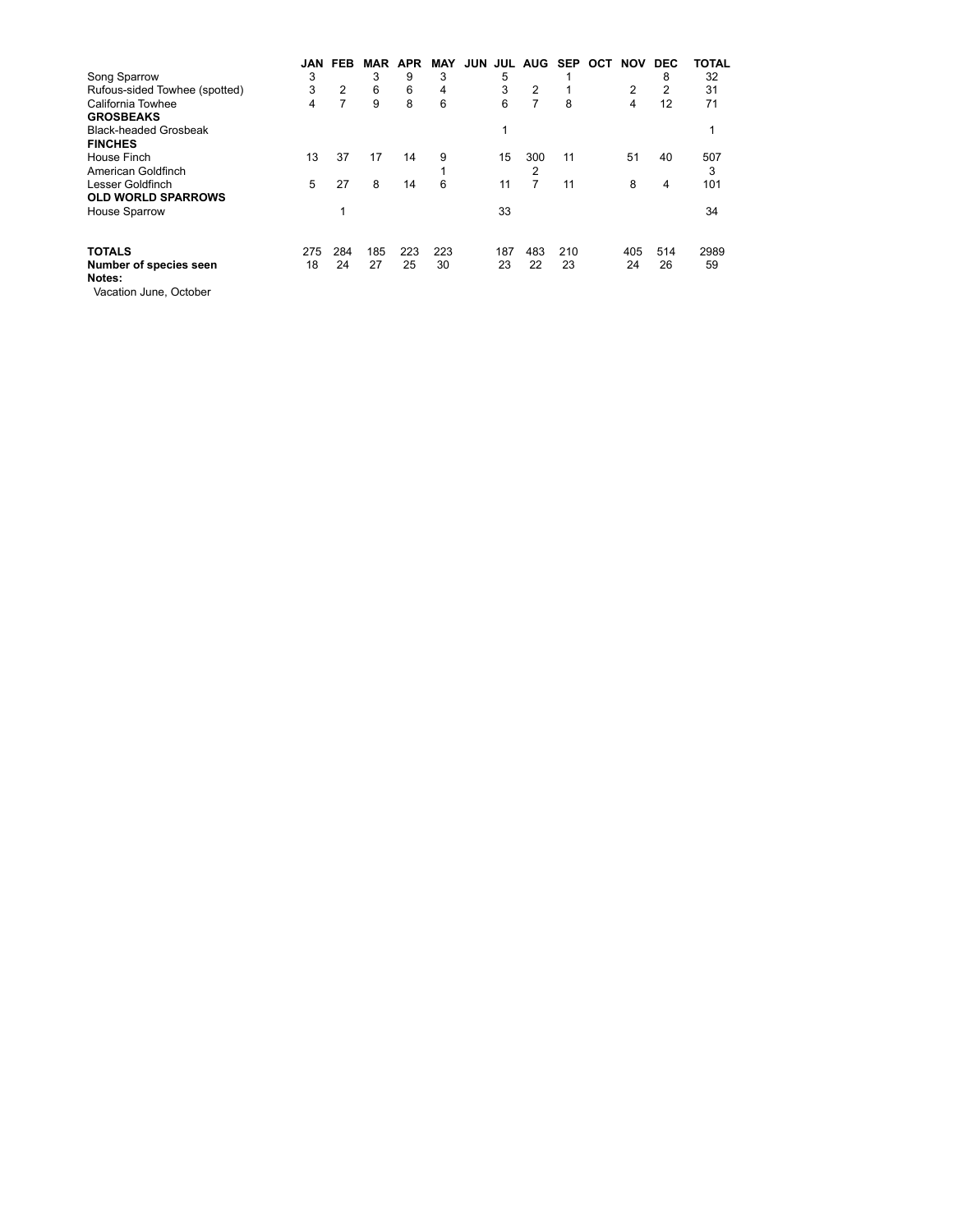| | JAN | FEB | MAR | APR | MAY | JUN | JUL | AUG | SEP | OCT | NOV | DEC | TOTAL |
|---|---|---|---|---|---|---|---|---|---|---|---|---|---|
| Song Sparrow | 3 | | 3 | 9 | 3 | | 5 | | 1 | | | 8 | 32 |
| Rufous-sided Towhee (spotted) | 3 | 2 | 6 | 6 | 4 | | 3 | 2 | 1 | | 2 | 2 | 31 |
| California Towhee | 4 | 7 | 9 | 8 | 6 | | 6 | 7 | 8 | | 4 | 12 | 71 |
| **GROSBEAKS** | | | | | | | | | | | | | |
| Black-headed Grosbeak | | | | | | | 1 | | | | | | 1 |
| **FINCHES** | | | | | | | | | | | | | |
| House Finch | 13 | 37 | 17 | 14 | 9 | | 15 | 300 | 11 | | 51 | 40 | 507 |
| American Goldfinch | | | | | 1 | | | 2 | | | | | 3 |
| Lesser Goldfinch | 5 | 27 | 8 | 14 | 6 | | 11 | 7 | 11 | | 8 | 4 | 101 |
| **OLD WORLD SPARROWS** | | | | | | | | | | | | | |
| House Sparrow | | 1 | | | | | 33 | | | | | | 34 |
| | | | | | | | | | | | | | |
| **TOTALS** | 275 | 284 | 185 | 223 | 223 | | 187 | 483 | 210 | | 405 | 514 | 2989 |
| **Number of species seen** | 18 | 24 | 27 | 25 | 30 | | 23 | 22 | 23 | | 24 | 26 | 59 |

**Notes:**

Vacation June, October